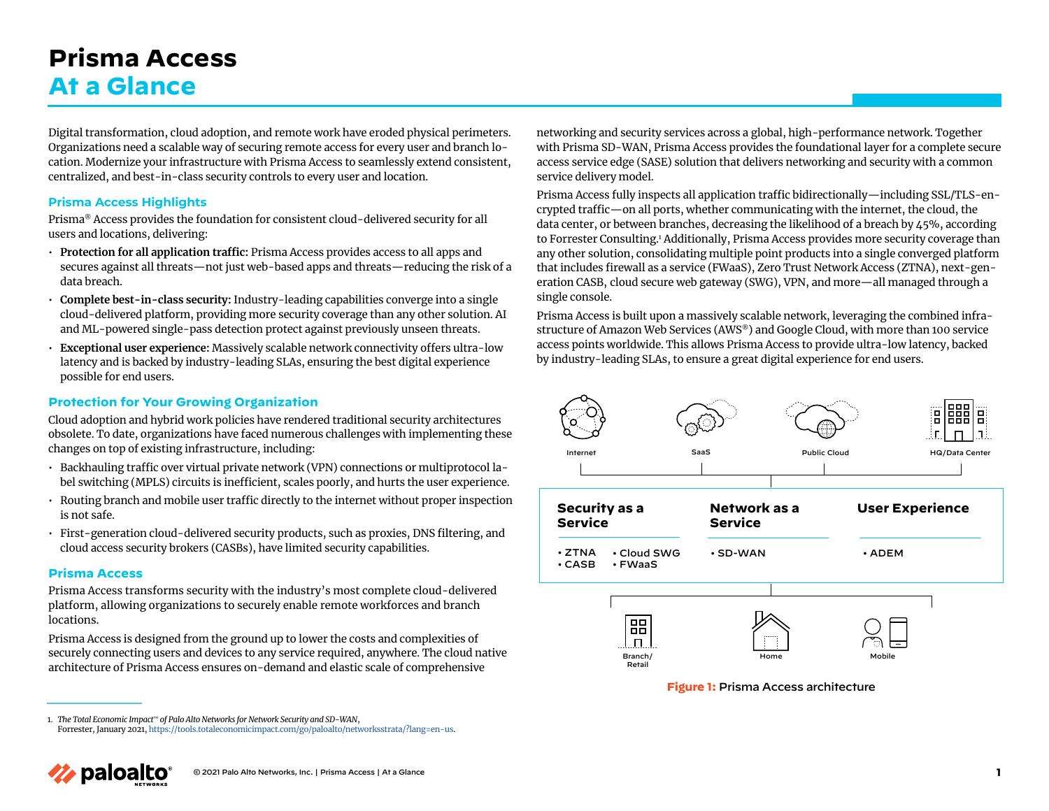# Prisma Access
## At a Glance

Digital transformation, cloud adoption, and remote work have eroded physical perimeters. Organizations need a scalable way of securing remote access for every user and branch location. Modernize your infrastructure with Prisma Access to seamlessly extend consistent, centralized, and best-in-class security controls to every user and location.

### Prisma Access Highlights

Prisma® Access provides the foundation for consistent cloud-delivered security for all users and locations, delivering:

- **Protection for all application traffic:** Prisma Access provides access to all apps and secures against all threats—not just web-based apps and threats—reducing the risk of a data breach.
- **Complete best-in-class security:** Industry-leading capabilities converge into a single cloud-delivered platform, providing more security coverage than any other solution. AI and ML-powered single-pass detection protect against previously unseen threats.
- **Exceptional user experience:** Massively scalable network connectivity offers ultra-low latency and is backed by industry-leading SLAs, ensuring the best digital experience possible for end users.

### Protection for Your Growing Organization

Cloud adoption and hybrid work policies have rendered traditional security architectures obsolete. To date, organizations have faced numerous challenges with implementing these changes on top of existing infrastructure, including:

- Backhauling traffic over virtual private network (VPN) connections or multiprotocol label switching (MPLS) circuits is inefficient, scales poorly, and hurts the user experience.
- Routing branch and mobile user traffic directly to the internet without proper inspection is not safe.
- First-generation cloud-delivered security products, such as proxies, DNS filtering, and cloud access security brokers (CASBs), have limited security capabilities.

### Prisma Access

Prisma Access transforms security with the industry's most complete cloud-delivered platform, allowing organizations to securely enable remote workforces and branch locations.

Prisma Access is designed from the ground up to lower the costs and complexities of securely connecting users and devices to any service required, anywhere. The cloud native architecture of Prisma Access ensures on-demand and elastic scale of comprehensive networking and security services across a global, high-performance network. Together with Prisma SD-WAN, Prisma Access provides the foundational layer for a complete secure access service edge (SASE) solution that delivers networking and security with a common service delivery model.

Prisma Access fully inspects all application traffic bidirectionally—including SSL/TLS-encrypted traffic—on all ports, whether communicating with the internet, the cloud, the data center, or between branches, decreasing the likelihood of a breach by 45%, according to Forrester Consulting.[1] Additionally, Prisma Access provides more security coverage than any other solution, consolidating multiple point products into a single converged platform that includes firewall as a service (FWaaS), Zero Trust Network Access (ZTNA), next-generation CASB, cloud secure web gateway (SWG), VPN, and more—all managed through a single console.

Prisma Access is built upon a massively scalable network, leveraging the combined infrastructure of Amazon Web Services (AWS®) and Google Cloud, with more than 100 service access points worldwide. This allows Prisma Access to provide ultra-low latency, backed by industry-leading SLAs, to ensure a great digital experience for end users.

Internet
SaaS
Public Cloud
HQ/Data Center

Security as a Service
- ZTNA
- CASB
- Cloud SWG
- FWaaS

Network as a Service
- SD-WAN

User Experience
- ADEM

Branch/Retail
Home
Mobile

**Figure 1:** Prisma Access architecture

1. *The Total Economic Impact™ of Palo Alto Networks for Network Security and SD-WAN*, Forrester, January 2021, https://tools.totaleconomicimpact.com/go/paloalto/networksstrata/?lang=en-us.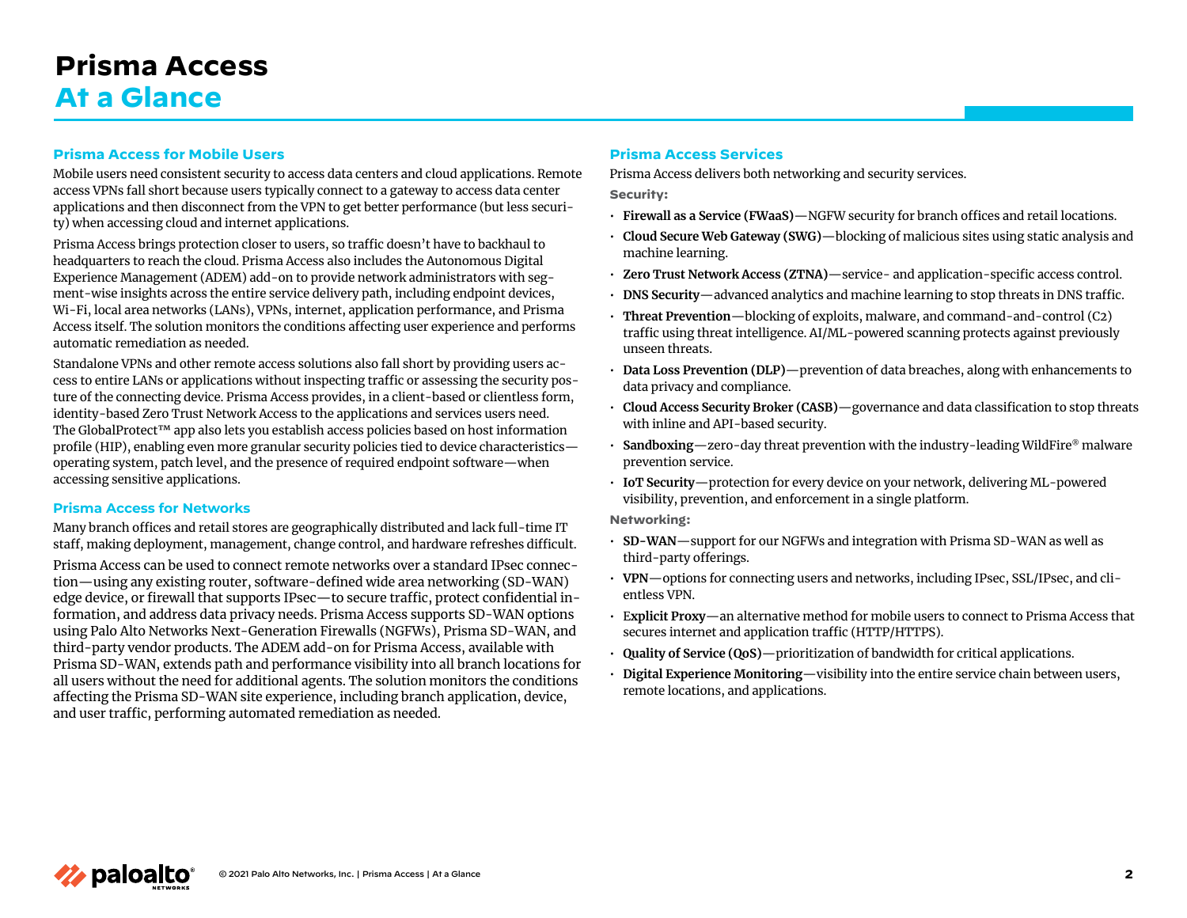# Prisma Access
## At a Glance

### Prisma Access for Mobile Users

Mobile users need consistent security to access data centers and cloud applications. Remote access VPNs fall short because users typically connect to a gateway to access data center applications and then disconnect from the VPN to get better performance (but less security) when accessing cloud and internet applications.

Prisma Access brings protection closer to users, so traffic doesn't have to backhaul to headquarters to reach the cloud. Prisma Access also includes the Autonomous Digital Experience Management (ADEM) add-on to provide network administrators with segment-wise insights across the entire service delivery path, including endpoint devices, Wi-Fi, local area networks (LANs), VPNs, internet, application performance, and Prisma Access itself. The solution monitors the conditions affecting user experience and performs automatic remediation as needed.

Standalone VPNs and other remote access solutions also fall short by providing users access to entire LANs or applications without inspecting traffic or assessing the security posture of the connecting device. Prisma Access provides, in a client-based or clientless form, identity-based Zero Trust Network Access to the applications and services users need. The GlobalProtect™ app also lets you establish access policies based on host information profile (HIP), enabling even more granular security policies tied to device characteristics—operating system, patch level, and the presence of required endpoint software—when accessing sensitive applications.

### Prisma Access for Networks

Many branch offices and retail stores are geographically distributed and lack full-time IT staff, making deployment, management, change control, and hardware refreshes difficult.

Prisma Access can be used to connect remote networks over a standard IPsec connection—using any existing router, software-defined wide area networking (SD-WAN) edge device, or firewall that supports IPsec—to secure traffic, protect confidential information, and address data privacy needs. Prisma Access supports SD-WAN options using Palo Alto Networks Next-Generation Firewalls (NGFWs), Prisma SD-WAN, and third-party vendor products. The ADEM add-on for Prisma Access, available with Prisma SD-WAN, extends path and performance visibility into all branch locations for all users without the need for additional agents. The solution monitors the conditions affecting the Prisma SD-WAN site experience, including branch application, device, and user traffic, performing automated remediation as needed.

### Prisma Access Services

Prisma Access delivers both networking and security services.

**Security:**

- **Firewall as a Service (FWaaS)**—NGFW security for branch offices and retail locations.
- **Cloud Secure Web Gateway (SWG)**—blocking of malicious sites using static analysis and machine learning.
- **Zero Trust Network Access (ZTNA)**—service- and application-specific access control.
- **DNS Security**—advanced analytics and machine learning to stop threats in DNS traffic.
- **Threat Prevention**—blocking of exploits, malware, and command-and-control (C2) traffic using threat intelligence. AI/ML-powered scanning protects against previously unseen threats.
- **Data Loss Prevention (DLP)**—prevention of data breaches, along with enhancements to data privacy and compliance.
- **Cloud Access Security Broker (CASB)**—governance and data classification to stop threats with inline and API-based security.
- **Sandboxing**—zero-day threat prevention with the industry-leading WildFire® malware prevention service.
- **IoT Security**—protection for every device on your network, delivering ML-powered visibility, prevention, and enforcement in a single platform.

**Networking:**

- **SD-WAN**—support for our NGFWs and integration with Prisma SD-WAN as well as third-party offerings.
- **VPN**—options for connecting users and networks, including IPsec, SSL/IPsec, and clientless VPN.
- **Explicit Proxy**—an alternative method for mobile users to connect to Prisma Access that secures internet and application traffic (HTTP/HTTPS).
- **Quality of Service (QoS)**—prioritization of bandwidth for critical applications.
- **Digital Experience Monitoring**—visibility into the entire service chain between users, remote locations, and applications.

© 2021 Palo Alto Networks, Inc. | Prisma Access | At a Glance